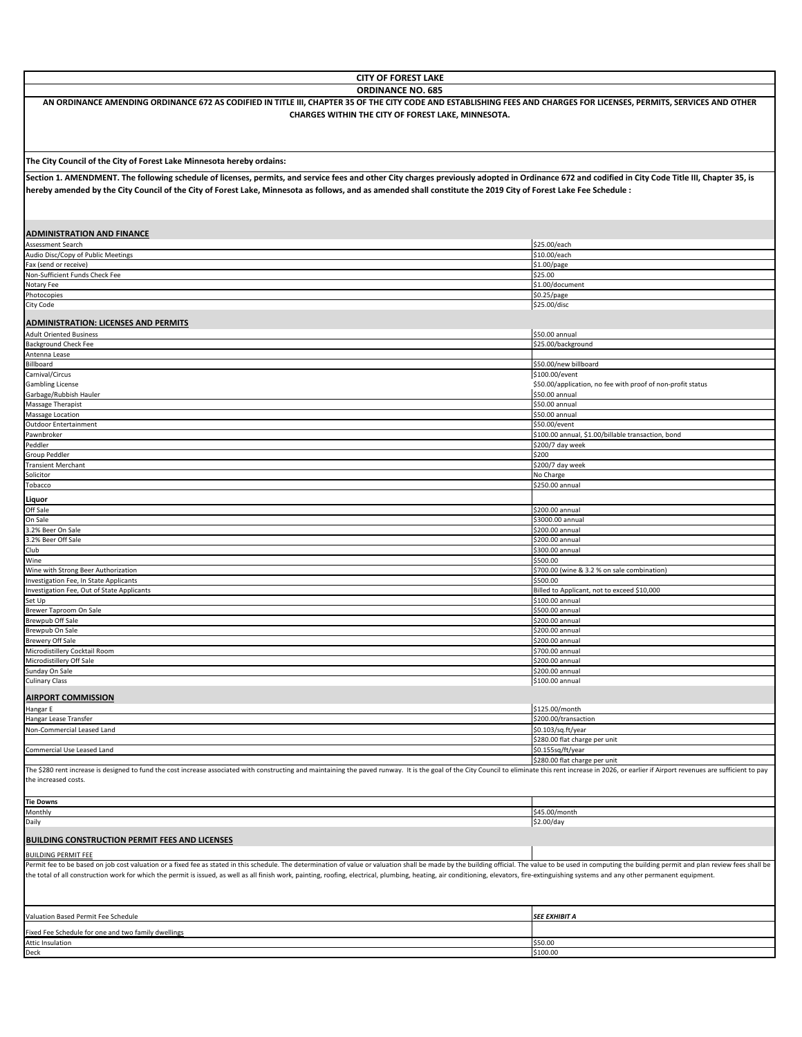**CITY OF FOREST LAKE**

**ORDINANCE NO. 685**

**AN ORDINANCE AMENDING ORDINANCE 672 AS CODIFIED IN TITLE III, CHAPTER 35 OF THE CITY CODE AND ESTABLISHING FEES AND CHARGES FOR LICENSES, PERMITS, SERVICES AND OTHER CHARGES WITHIN THE CITY OF FOREST LAKE, MINNESOTA.**

**The City Council of the City of Forest Lake Minnesota hereby ordains:**

**Section 1. AMENDMENT. The following schedule of licenses, permits, and service fees and other City charges previously adopted in Ordinance 672 and codified in City Code Title III, Chapter 35, is hereby amended by the City Council of the City of Forest Lake, Minnesota as follows, and as amended shall constitute the 2019 City of Forest Lake Fee Schedule :**

## ADMINISTRATION AND FINANCE

| Item | Fee |
|---|---|
| Assessment Search | $25.00/each |
| Audio Disc/Copy of Public Meetings | $10.00/each |
| Fax (send or receive) | $1.00/page |
| Non-Sufficient Funds Check Fee | $25.00 |
| Notary Fee | $1.00/document |
| Photocopies | $0.25/page |
| City Code | $25.00/disc |

## ADMINISTRATION: LICENSES AND PERMITS

| Item | Fee |
|---|---|
| Adult Oriented Business | $50.00 annual |
| Background Check Fee | $25.00/background |
| Antenna Lease | |
| Billboard | $50.00/new billboard |
| Carnival/Circus | $100.00/event |
| Gambling License | $50.00/application, no fee with proof of non-profit status |
| Garbage/Rubbish Hauler | $50.00 annual |
| Massage Therapist | $50.00 annual |
| Massage Location | $50.00 annual |
| Outdoor Entertainment | $50.00/event |
| Pawnbroker | $100.00 annual, $1.00/billable transaction, bond |
| Peddler | $200/7 day week |
| Group Peddler | $200 |
| Transient Merchant | $200/7 day week |
| Solicitor | No Charge |
| Tobacco | $250.00 annual |
| **Liquor** | |
| Off Sale | $200.00 annual |
| On Sale | $3000.00 annual |
| 3.2% Beer On Sale | $200.00 annual |
| 3.2% Beer Off Sale | $200.00 annual |
| Club | $300.00 annual |
| Wine | $500.00 |
| Wine with Strong Beer Authorization | $700.00 (wine & 3.2 % on sale combination) |
| Investigation Fee, In State Applicants | $500.00 |
| Investigation Fee, Out of State Applicants | Billed to Applicant, not to exceed $10,000 |
| Set Up | $100.00 annual |
| Brewer Taproom On Sale | $500.00 annual |
| Brewpub Off Sale | $200.00 annual |
| Brewpub On Sale | $200.00 annual |
| Brewery Off Sale | $200.00 annual |
| Microdistillery Cocktail Room | $700.00 annual |
| Microdistillery Off Sale | $200.00 annual |
| Sunday On Sale | $200.00 annual |
| Culinary Class | $100.00 annual |

## AIRPORT COMMISSION

| Item | Fee |
|---|---|
| Hangar E | $125.00/month |
| Hangar Lease Transfer | $200.00/transaction |
| Non-Commercial Leased Land | $0.103/sq.ft/year |
| | $280.00 flat charge per unit |
| Commercial Use Leased Land | $0.155sq/ft/year |
| | $280.00 flat charge per unit |

The $280 rent increase is designed to fund the cost increase associated with constructing and maintaining the paved runway. It is the goal of the City Council to eliminate this rent increase in 2026, or earlier if Airport revenues are sufficient to pay the increased costs.

| Item | Fee |
|---|---|
| **Tie Downs** | |
| Monthly | $45.00/month |
| Daily | $2.00/day |

## BUILDING CONSTRUCTION PERMIT FEES AND LICENSES

BUILDING PERMIT FEE

Permit fee to be based on job cost valuation or a fixed fee as stated in this schedule. The determination of value or valuation shall be made by the building official. The value to be used in computing the building permit and plan review fees shall be the total of all construction work for which the permit is issued, as well as all finish work, painting, roofing, electrical, plumbing, heating, air conditioning, elevators, fire-extinguishing systems and any other permanent equipment.

| Item | Fee |
|---|---|
| Valuation Based Permit Fee Schedule | ***SEE EXHIBIT A*** |
| Fixed Fee Schedule for one and two family dwellings | |
| Attic Insulation | $50.00 |
| Deck | $100.00 |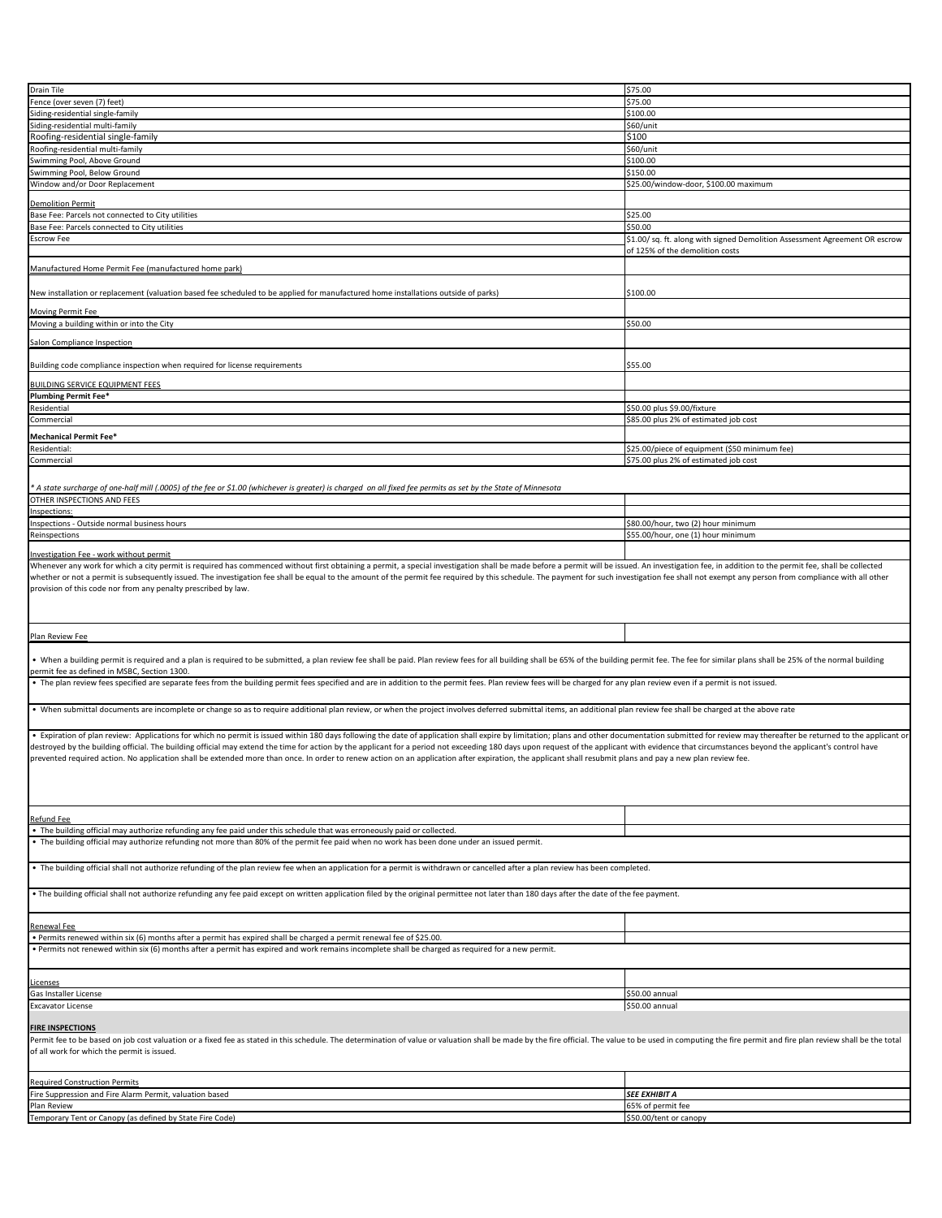| | |
|---|---|
| Drain Tile | $75.00 |
| Fence (over seven (7) feet) | $75.00 |
| Siding-residential single-family | $100.00 |
| Siding-residential multi-family | $60/unit |
| Roofing-residential single-family | $100 |
| Roofing-residential multi-family | $60/unit |
| Swimming Pool, Above Ground | $100.00 |
| Swimming Pool, Below Ground | $150.00 |
| Window and/or Door Replacement | $25.00/window-door, $100.00 maximum |
| Demolition Permit | |
| Base Fee: Parcels not connected to City utilities | $25.00 |
| Base Fee: Parcels connected to City utilities | $50.00 |
| Escrow Fee | $1.00/ sq. ft. along with signed Demolition Assessment Agreement OR escrow of 125% of the demolition costs |
| Manufactured Home Permit Fee (manufactured home park) | |
| New installation or replacement (valuation based fee scheduled to be applied for manufactured home installations outside of parks) | $100.00 |
| Moving Permit Fee | |
| Moving a building within or into the City | $50.00 |
| Salon Compliance Inspection | |
| Building code compliance inspection when required for license requirements | $55.00 |
| BUILDING SERVICE EQUIPMENT FEES | |
| **Plumbing Permit Fee*** | |
| Residential | $50.00 plus $9.00/fixture |
| Commercial | $85.00 plus 2% of estimated job cost |
| **Mechanical Permit Fee*** | |
| Residential: | $25.00/piece of equipment ($50 minimum fee) |
| Commercial | $75.00 plus 2% of estimated job cost |

*\* A state surcharge of one-half mill (.0005) of the fee or $1.00 (whichever is greater) is charged on all fixed fee permits as set by the State of Minnesota*

| | |
|---|---|
| OTHER INSPECTIONS AND FEES | |
| Inspections: | |
| Inspections - Outside normal business hours | $80.00/hour, two (2) hour minimum |
| Reinspections | $55.00/hour, one (1) hour minimum |

Investigation Fee - work without permit

Whenever any work for which a city permit is required has commenced without first obtaining a permit, a special investigation shall be made before a permit will be issued. An investigation fee, in addition to the permit fee, shall be collected whether or not a permit is subsequently issued. The investigation fee shall be equal to the amount of the permit fee required by this schedule. The payment for such investigation fee shall not exempt any person from compliance with all other provision of this code nor from any penalty prescribed by law.

Plan Review Fee

- When a building permit is required and a plan is required to be submitted, a plan review fee shall be paid. Plan review fees for all building shall be 65% of the building permit fee. The fee for similar plans shall be 25% of the normal building permit fee as defined in MSBC, Section 1300.
- The plan review fees specified are separate fees from the building permit fees specified and are in addition to the permit fees. Plan review fees will be charged for any plan review even if a permit is not issued.
- When submittal documents are incomplete or change so as to require additional plan review, or when the project involves deferred submittal items, an additional plan review fee shall be charged at the above rate
- Expiration of plan review: Applications for which no permit is issued within 180 days following the date of application shall expire by limitation; plans and other documentation submitted for review may thereafter be returned to the applicant or destroyed by the building official. The building official may extend the time for action by the applicant for a period not exceeding 180 days upon request of the applicant with evidence that circumstances beyond the applicant's control have prevented required action. No application shall be extended more than once. In order to renew action on an application after expiration, the applicant shall resubmit plans and pay a new plan review fee.

Refund Fee

- The building official may authorize refunding any fee paid under this schedule that was erroneously paid or collected.
- The building official may authorize refunding not more than 80% of the permit fee paid when no work has been done under an issued permit.
- The building official shall not authorize refunding of the plan review fee when an application for a permit is withdrawn or cancelled after a plan review has been completed.
- The building official shall not authorize refunding any fee paid except on written application filed by the original permittee not later than 180 days after the date of the fee payment.

Renewal Fee

- Permits renewed within six (6) months after a permit has expired shall be charged a permit renewal fee of $25.00.
- Permits not renewed within six (6) months after a permit has expired and work remains incomplete shall be charged as required for a new permit.

| | |
|---|---|
| Licenses | |
| Gas Installer License | $50.00 annual |
| Excavator License | $50.00 annual |

**FIRE INSPECTIONS**

Permit fee to be based on job cost valuation or a fixed fee as stated in this schedule. The determination of value or valuation shall be made by the fire official. The value to be used in computing the fire permit and fire plan review shall be the total of all work for which the permit is issued.

| | |
|---|---|
| Required Construction Permits | |
| Fire Suppression and Fire Alarm Permit, valuation based | ***SEE EXHIBIT A*** |
| Plan Review | 65% of permit fee |
| Temporary Tent or Canopy (as defined by State Fire Code) | $50.00/tent or canopy |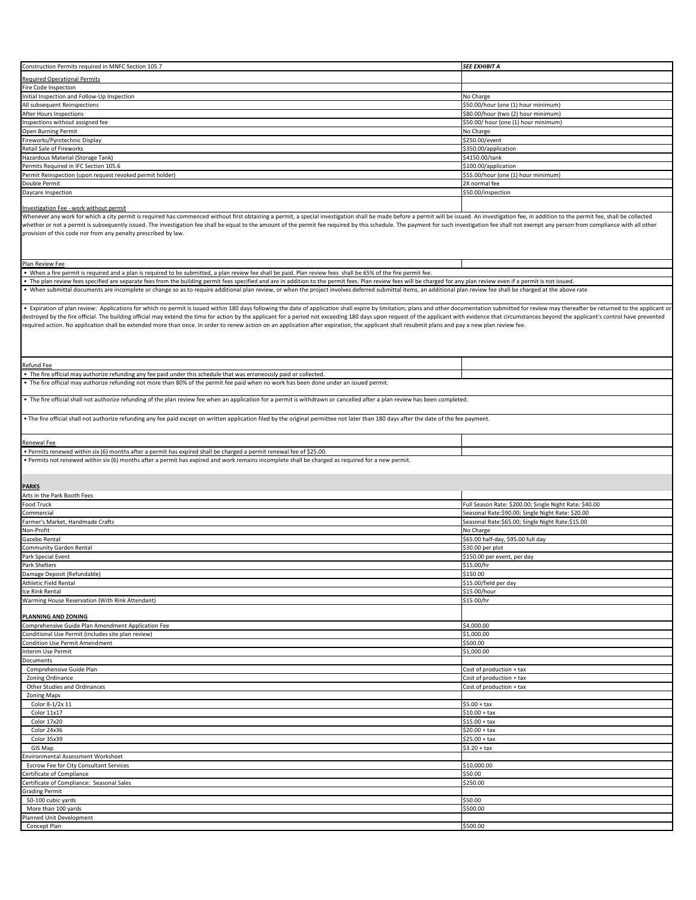| | |
|---|---|
| Construction Permits required in MNFC Section 105.7 | ***SEE EXHIBIT A*** |
| Required Operational Permits | |
| Fire Code Inspection | |
| Initial Inspection and Follow-Up Inspection | No Charge |
| All subsequent Reinspections | $50.00/hour (one (1) hour minimum) |
| After Hours Inspections | $80.00/hour (two (2) hour minimum) |
| Inspections without assigned fee | $50.00/ hour (one (1) hour minimum) |
| Open Burning Permit | No Charge |
| Fireworks/Pyrotechnic Display | $250.00/event |
| Retail Sale of Fireworks | $350.00/application |
| Hazardous Material (Storage Tank) | $4150.00/tank |
| Permits Required in IFC Section 105.6 | $100.00/application |
| Permit Reinspection (upon request revoked permit holder) | $55.00/hour (one (1) hour minimum) |
| Double Permit | 2X normal fee |
| Daycare Inspection | $50.00/inspection |
| Investigation Fee - work without permit | |
| Whenever any work for which a city permit is required has commenced without first obtaining a permit, a special investigation shall be made before a permit will be issued. An investigation fee, in addition to the permit fee, shall be collected whether or not a permit is subsequently issued. The investigation fee shall be equal to the amount of the permit fee required by this schedule. The payment for such investigation fee shall not exempt any person from compliance with all other provision of this code nor from any penalty prescribed by law. | |
| Plan Review Fee | |
| • When a fire permit is required and a plan is required to be submitted, a plan review fee shall be paid. Plan review fees shall be 65% of the fire permit fee. | |
| • The plan review fees specified are separate fees from the building permit fees specified and are in addition to the permit fees. Plan review fees will be charged for any plan review even if a permit is not issued. | |
| • When submittal documents are incomplete or change so as to require additional plan review, or when the project involves deferred submittal items, an additional plan review fee shall be charged at the above rate | |
| • Expiration of plan review: Applications for which no permit is issued within 180 days following the date of application shall expire by limitation; plans and other documentation submitted for review may thereafter be returned to the applicant or destroyed by the fire official. The building official may extend the time for action by the applicant for a period not exceeding 180 days upon request of the applicant with evidence that circumstances beyond the applicant's control have prevented required action. No application shall be extended more than once. In order to renew action on an application after expiration, the applicant shall resubmit plans and pay a new plan review fee. | |
| Refund Fee | |
| • The fire official may authorize refunding any fee paid under this schedule that was erroneously paid or collected. | |
| • The fire official may authorize refunding not more than 80% of the permit fee paid when no work has been done under an issued permit. | |
| • The fire official shall not authorize refunding of the plan review fee when an application for a permit is withdrawn or cancelled after a plan review has been completed. | |
| • The fire official shall not authorize refunding any fee paid except on written application filed by the original permittee not later than 180 days after the date of the fee payment. | |
| Renewal Fee | |
| • Permits renewed within six (6) months after a permit has expired shall be charged a permit renewal fee of $25.00. | |
| • Permits not renewed within six (6) months after a permit has expired and work remains incomplete shall be charged as required for a new permit. | |
| **PARKS** | |
| Arts in the Park Booth Fees | |
| Food Truck | Full Season Rate: $200.00; Single Night Rate: $40.00 |
| Commercial | Seasonal Rate:$90.00; Single Night Rate: $20.00 |
| Farmer's Market, Handmade Crafts | Seasonal Rate:$65.00; Single Night Rate:$15.00 |
| Non-Profit | No Charge |
| Gazebo Rental | $65.00 half-day, $95.00 full day |
| Community Garden Rental | $30.00 per plot |
| Park Special Event | $150.00 per event, per day |
| Park Shelters | $15.00/hr |
| Damage Deposit (Refundable) | $150.00 |
| Athletic Field Rental | $15.00/field per day |
| Ice Rink Rental | $15.00/hour |
| Warming House Reservation (With Rink Attendant) | $15.00/hr |
| **PLANNING AND ZONING** | |
| Comprehensive Guide Plan Amendment Application Fee | $4,000.00 |
| Conditional Use Permit (includes site plan review) | $1,000.00 |
| Condition Use Permit Amendment | $500.00 |
| Interim Use Permit | $1,000.00 |
| Documents | |
| Comprehensive Guide Plan | Cost of production + tax |
| Zoning Ordinance | Cost of production + tax |
| Other Studies and Ordinances | Cost of production + tax |
| Zoning Maps | |
| Color 8-1/2x 11 | $5.00 + tax |
| Color 11x17 | $10.00 + tax |
| Color 17x20 | $15.00 + tax |
| Color 24x36 | $20.00 + tax |
| Color 35x39 | $25.00 + tax |
| GIS Map | $3.20 + tax |
| Environmental Assessment Worksheet | |
| Escrow Fee for City Consultant Services | $10,000.00 |
| Certificate of Compliance | $50.00 |
| Certificate of Compliance: Seasonal Sales | $250.00 |
| Grading Permit | |
| 50-100 cubic yards | $50.00 |
| More than 100 yards | $500.00 |
| Planned Unit Development | |
| Concept Plan | $500.00 |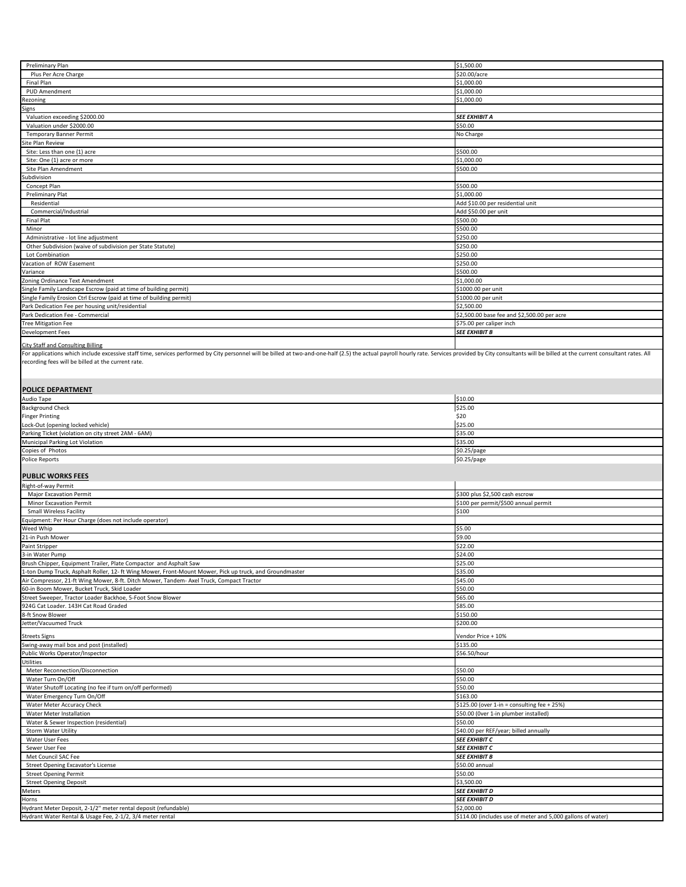| | |
|---|---|
| Preliminary Plan | $1,500.00 |
| Plus Per Acre Charge | $20.00/acre |
| Final Plan | $1,000.00 |
| PUD Amendment | $1,000.00 |
| Rezoning | $1,000.00 |
| Signs | |
| Valuation exceeding $2000.00 | ***SEE EXHIBIT A*** |
| Valuation under $2000.00 | $50.00 |
| Temporary Banner Permit | No Charge |
| Site Plan Review | |
| Site: Less than one (1) acre | $500.00 |
| Site: One (1) acre or more | $1,000.00 |
| Site Plan Amendment | $500.00 |
| Subdivision | |
| Concept Plan | $500.00 |
| Preliminary Plat | $1,000.00 |
| Residential | Add $10.00 per residential unit |
| Commercial/Industrial | Add $50.00 per unit |
| Final Plat | $500.00 |
| Minor | $500.00 |
| Administrative - lot line adjustment | $250.00 |
| Other Subdivision (waive of subdivision per State Statute) | $250.00 |
| Lot Combination | $250.00 |
| Vacation of ROW Easement | $250.00 |
| Variance | $500.00 |
| Zoning Ordinance Text Amendment | $1,000.00 |
| Single Family Landscape Escrow (paid at time of building permit) | $1000.00 per unit |
| Single Family Erosion Ctrl Escrow (paid at time of building permit) | $1000.00 per unit |
| Park Dedication Fee per housing unit/residential | $2,500.00 |
| Park Dedication Fee - Commercial | $2,500.00 base fee and $2,500.00 per acre |
| Tree Mitigation Fee | $75.00 per caliper inch |
| Development Fees | ***SEE EXHIBIT B*** |

City Staff and Consulting Billing

For applications which include excessive staff time, services performed by City personnel will be billed at two-and-one-half (2.5) the actual payroll hourly rate. Services provided by City consultants will be billed at the current consultant rates. All recording fees will be billed at the current rate.

## POLICE DEPARTMENT

| | |
|---|---|
| Audio Tape | $10.00 |
| Background Check | $25.00 |
| Finger Printing | $20 |
| Lock-Out (opening locked vehicle) | $25.00 |
| Parking Ticket (violation on city street 2AM - 6AM) | $35.00 |
| Municipal Parking Lot Violation | $35.00 |
| Copies of Photos | $0.25/page |
| Police Reports | $0.25/page |

## PUBLIC WORKS FEES

| | |
|---|---|
| Right-of-way Permit | |
| Major Excavation Permit | $300 plus $2,500 cash escrow |
| Minor Excavation Permit | $100 per permit/$500 annual permit |
| Small Wireless Facility | $100 |
| Equipment: Per Hour Charge (does not include operator) | |
| Weed Whip | $5.00 |
| 21-in Push Mower | $9.00 |
| Paint Stripper | $22.00 |
| 3-in Water Pump | $24.00 |
| Brush Chipper, Equipment Trailer, Plate Compactor and Asphalt Saw | $25.00 |
| 1-ton Dump Truck, Asphalt Roller, 12- ft Wing Mower, Front-Mount Mower, Pick up truck, and Groundmaster | $35.00 |
| Air Compressor, 21-ft Wing Mower, 8-ft. Ditch Mower, Tandem- Axel Truck, Compact Tractor | $45.00 |
| 60-in Boom Mower, Bucket Truck, Skid Loader | $50.00 |
| Street Sweeper, Tractor Loader Backhoe, 5-Foot Snow Blower | $65.00 |
| 924G Cat Loader. 143H Cat Road Graded | $85.00 |
| 8-ft Snow Blower | $150.00 |
| Jetter/Vacuumed Truck | $200.00 |
| Streets Signs | Vendor Price + 10% |
| Swing-away mail box and post (installed) | $135.00 |
| Public Works Operator/Inspector | $56.50/hour |
| Utilities | |
| Meter Reconnection/Disconnection | $50.00 |
| Water Turn On/Off | $50.00 |
| Water Shutoff Locating (no fee if turn on/off performed) | $50.00 |
| Water Emergency Turn On/Off | $163.00 |
| Water Meter Accuracy Check | $125.00 (over 1-in = consulting fee + 25%) |
| Water Meter Installation | $50.00 (0ver 1-in plumber installed) |
| Water & Sewer Inspection (residential) | $50.00 |
| Storm Water Utility | $40.00 per REF/year; billed annually |
| Water User Fees | ***SEE EXHIBIT C*** |
| Sewer User Fee | ***SEE EXHIBIT C*** |
| Met Council SAC Fee | ***SEE EXHIBIT B*** |
| Street Opening Excavator's License | $50.00 annual |
| Street Opening Permit | $50.00 |
| Street Opening Deposit | $3,500.00 |
| Meters | ***SEE EXHIBIT D*** |
| Horns | ***SEE EXHIBIT D*** |
| Hydrant Meter Deposit, 2-1/2" meter rental deposit (refundable) | $2,000.00 |
| Hydrant Water Rental & Usage Fee, 2-1/2, 3/4 meter rental | $114.00 (includes use of meter and 5,000 gallons of water) |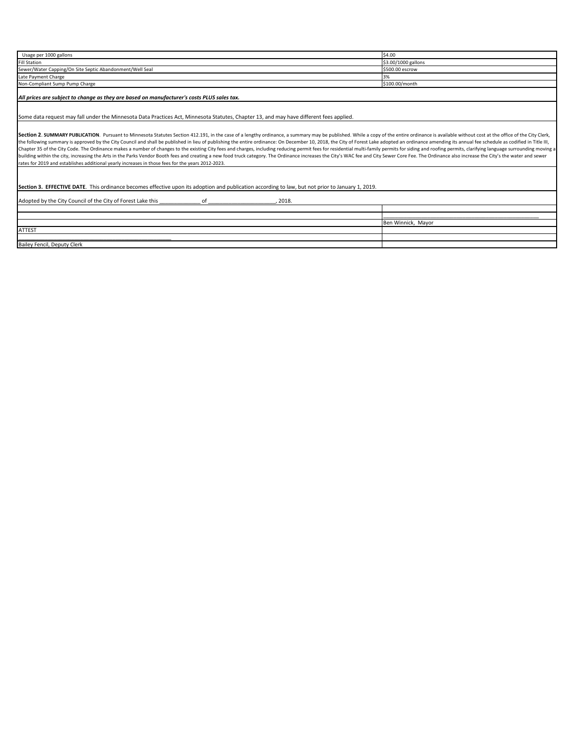| | |
|---|---|
| Usage per 1000 gallons | $4.00 |
| Fill Station | $3.00/1000 gallons |
| Sewer/Water Capping/On Site Septic Abandonment/Well Seal | $500.00 escrow |
| Late Payment Charge | 3% |
| Non-Compliant Sump Pump Charge | $100.00/month |

***All prices are subject to change as they are based on manufacturer's costs PLUS sales tax.***

Some data request may fall under the Minnesota Data Practices Act, Minnesota Statutes, Chapter 13, and may have different fees applied.

**Section 2**. **SUMMARY PUBLICATION**. Pursuant to Minnesota Statutes Section 412.191, in the case of a lengthy ordinance, a summary may be published. While a copy of the entire ordinance is available without cost at the office of the City Clerk, the following summary is approved by the City Council and shall be published in lieu of publishing the entire ordinance: On December 10, 2018, the City of Forest Lake adopted an ordinance amending its annual fee schedule as codified in Title III, Chapter 35 of the City Code. The Ordinance makes a number of changes to the existing City fees and charges, including reducing permit fees for residential multi-family permits for siding and roofing permits, clarifying language surrounding moving a building within the city, increasing the Arts in the Parks Vendor Booth fees and creating a new food truck category. The Ordinance increases the City's WAC fee and City Sewer Core Fee. The Ordinance also increase the City's the water and sewer rates for 2019 and establishes additional yearly increases in those fees for the years 2012-2023.

**Section 3. EFFECTIVE DATE**. This ordinance becomes effective upon its adoption and publication according to law, but not prior to January 1, 2019.

Adopted by the City Council of the City of Forest Lake this _____________ of ______________________, 2018.

_______________________________________________

Ben Winnick, Mayor

ATTEST

_______________________________________________

Bailey Fencil, Deputy Clerk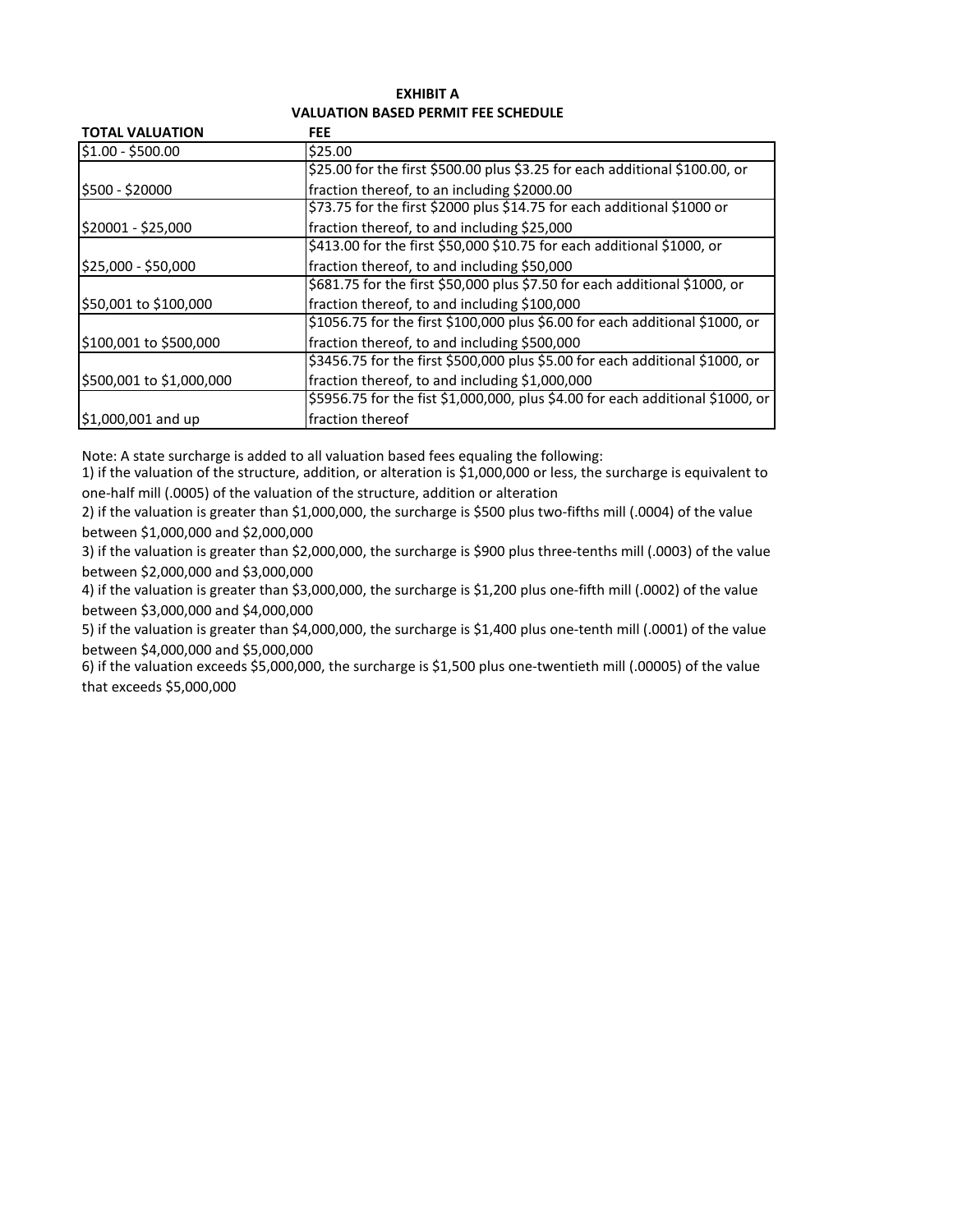**EXHIBIT A**

**VALUATION BASED PERMIT FEE SCHEDULE**

| TOTAL VALUATION | FEE |
|---|---|
| $1.00 - $500.00 | $25.00 |
| $500 - $20000 | $25.00 for the first $500.00 plus $3.25 for each additional $100.00, or fraction thereof, to an including $2000.00 |
| $20001 - $25,000 | $73.75 for the first $2000 plus $14.75 for each additional $1000 or fraction thereof, to and including $25,000 |
| $25,000 - $50,000 | $413.00 for the first $50,000 $10.75 for each additional $1000, or fraction thereof, to and including $50,000 |
| $50,001 to $100,000 | $681.75 for the first $50,000 plus $7.50 for each additional $1000, or fraction thereof, to and including $100,000 |
| $100,001 to $500,000 | $1056.75 for the first $100,000 plus $6.00 for each additional $1000, or fraction thereof, to and including $500,000 |
| $500,001 to $1,000,000 | $3456.75 for the first $500,000 plus $5.00 for each additional $1000, or fraction thereof, to and including $1,000,000 |
| $1,000,001 and up | $5956.75 for the fist $1,000,000, plus $4.00 for each additional $1000, or fraction thereof |

Note: A state surcharge is added to all valuation based fees equaling the following:

1) if the valuation of the structure, addition, or alteration is $1,000,000 or less, the surcharge is equivalent to one-half mill (.0005) of the valuation of the structure, addition or alteration
2) if the valuation is greater than $1,000,000, the surcharge is $500 plus two-fifths mill (.0004) of the value between $1,000,000 and $2,000,000
3) if the valuation is greater than $2,000,000, the surcharge is $900 plus three-tenths mill (.0003) of the value between $2,000,000 and $3,000,000
4) if the valuation is greater than $3,000,000, the surcharge is $1,200 plus one-fifth mill (.0002) of the value between $3,000,000 and $4,000,000
5) if the valuation is greater than $4,000,000, the surcharge is $1,400 plus one-tenth mill (.0001) of the value between $4,000,000 and $5,000,000
6) if the valuation exceeds $5,000,000, the surcharge is $1,500 plus one-twentieth mill (.00005) of the value that exceeds $5,000,000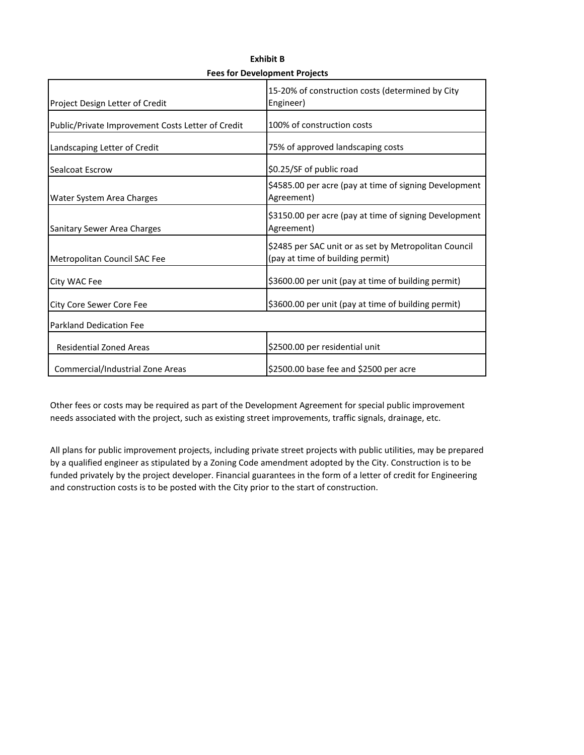**Exhibit B**

**Fees for Development Projects**

| | |
|---|---|
| Project Design Letter of Credit | 15-20% of construction costs (determined by City Engineer) |
| Public/Private Improvement Costs Letter of Credit | 100% of construction costs |
| Landscaping Letter of Credit | 75% of approved landscaping costs |
| Sealcoat Escrow | $0.25/SF of public road |
| Water System Area Charges | $4585.00 per acre (pay at time of signing Development Agreement) |
| Sanitary Sewer Area Charges | $3150.00 per acre (pay at time of signing Development Agreement) |
| Metropolitan Council SAC Fee | $2485 per SAC unit or as set by Metropolitan Council (pay at time of building permit) |
| City WAC Fee | $3600.00 per unit (pay at time of building permit) |
| City Core Sewer Core Fee | $3600.00 per unit (pay at time of building permit) |
| Parkland Dedication Fee | |
| Residential Zoned Areas | $2500.00 per residential unit |
| Commercial/Industrial Zone Areas | $2500.00 base fee and $2500 per acre |

Other fees or costs may be required as part of the Development Agreement for special public improvement needs associated with the project, such as existing street improvements, traffic signals, drainage, etc.

All plans for public improvement projects, including private street projects with public utilities, may be prepared by a qualified engineer as stipulated by a Zoning Code amendment adopted by the City. Construction is to be funded privately by the project developer. Financial guarantees in the form of a letter of credit for Engineering and construction costs is to be posted with the City prior to the start of construction.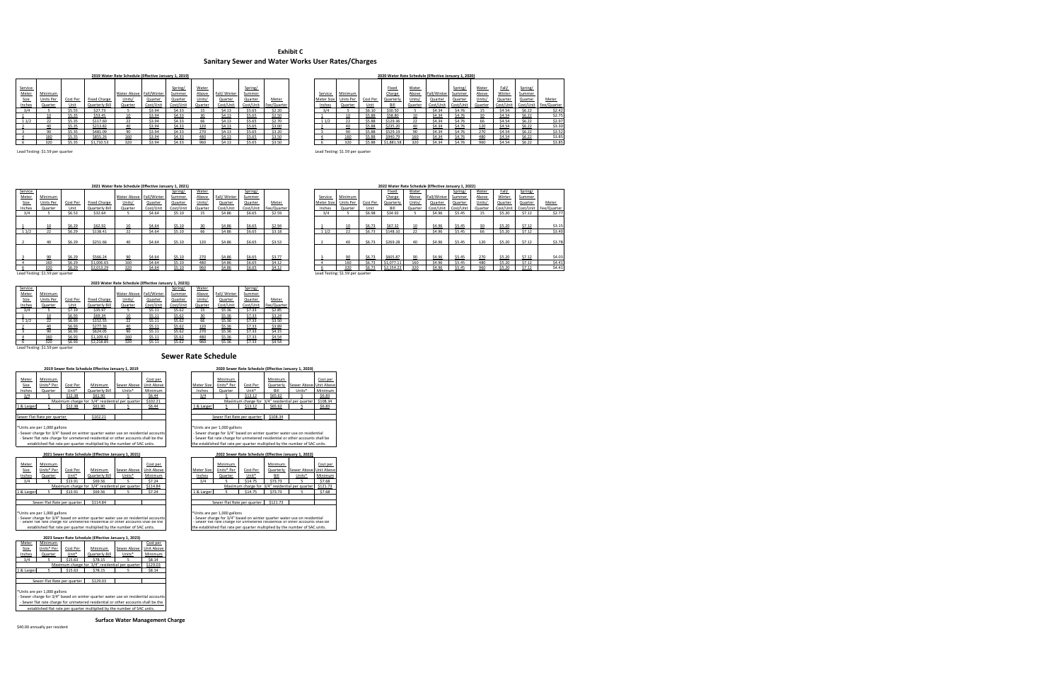# Exhibit C

## Sanitary Sewer and Water Works User Rates/Charges

### 2019 Water Rate Schedule (Effective January 1, 2019)

| Service Meter Size Inches | Minimum Units Per Quarter | Cost Per Unit | Fixed Charge Quarterly Bill | Water Above Units/ Quarter | Fall/Winter Quarter Cost/Unit | Spring/ Summer Quarter Cost/Unit | Water Above Units/ Quarter | Fall/ Winter Quarter Cost/Unit | Spring/ Summer Quarter Cost/Unit | Meter Fee/Quarter |
|---|---|---|---|---|---|---|---|---|---|---|
| 3/4 | 5 | $5.55 | $27.73 | 5 | $3.94 | $4.33 | 15 | $4.13 | $5.65 | $2.20 |
| 1 | 10 | $5.35 | $53.45 | 10 | $3.94 | $4.33 | 30 | $4.13 | $5.65 | $2.50 |
| 1 1/2 | 22 | $5.35 | $117.60 | 22 | $3.94 | $4.33 | 66 | $4.13 | $5.65 | $2.70 |
| 2 | 40 | $5.35 | $213.82 | 40 | $3.94 | $4.33 | 120 | $4.13 | $5.65 | $3.00 |
| 3 | 90 | $5.35 | $481.09 | 90 | $3.94 | $4.33 | 270 | $4.13 | $5.65 | $3.20 |
| 4 | 160 | $5.35 | $855.26 | 160 | $3.94 | $4.33 | 480 | $4.13 | $5.65 | $3.50 |
| 6 | 320 | $5.35 | $1,710.53 | 320 | $3.94 | $4.33 | 960 | $4.13 | $5.65 | $3.50 |

Lead Testing: $1.59 per quarter

### 2020 Water Rate Schedule (Effective January 1, 2020)

| Service Meter Size Inches | Minimum Units Per Quarter | Cost Per Unit | Fixed Charge Quarterly Bill | Water Above Units/ Quarter | Fall/Winter Quarter Cost/Unit | Spring/ Summer Quarter Cost/Unit | Water Above Units/ Quarter | Fall/ Winter Quarter Cost/Unit | Spring/ Summer Quarter Cost/Unit | Meter Fee/Quarter |
|---|---|---|---|---|---|---|---|---|---|---|
| 3/4 | 5 | $6.10 | $30.50 | 5 | $4.34 | $4.76 | 15 | $4.54 | $6.22 | $2.42 |
| 1 | 10 | $5.88 | $58.80 | 10 | $4.34 | $4.76 | 30 | $4.54 | $6.22 | $2.75 |
| 1 1/2 | 22 | $5.88 | $129.36 | 22 | $4.34 | $4.76 | 66 | $4.54 | $6.22 | $2.97 |
| 2 | 40 | $5.88 | $235.20 | 40 | $4.34 | $4.76 | 120 | $4.54 | $6.22 | $3.30 |
| 3 | 90 | $5.88 | $529.19 | 90 | $4.34 | $4.76 | 270 | $4.54 | $6.22 | $3.52 |
| 4 | 160 | $5.88 | $940.79 | 160 | $4.34 | $4.76 | 480 | $4.54 | $6.22 | $3.85 |
| 6 | 320 | $5.88 | $1,881.58 | 320 | $4.34 | $4.76 | 960 | $4.54 | $6.22 | $3.85 |

Lead Testing: $1.59 per quarter

### 2021 Water Rate Schedule (Effective January 1, 2021)

| Service Meter Size Inches | Minimum Units Per Quarter | Cost Per Unit | Fixed Charge Quarterly Bill | Water Above Units/ Quarter | Fall/Winter Quarter Cost/Unit | Spring/ Summer Quarter Cost/Unit | Water Above Units/ Quarter | Fall/ Winter Quarter Cost/Unit | Spring/ Summer Quarter Cost/Unit | Meter Fee/Quarter |
|---|---|---|---|---|---|---|---|---|---|---|
| 3/4 | 5 | $6.53 | $32.64 | 5 | $4.64 | $5.10 | 15 | $4.86 | $6.65 | $2.59 |
| 1 | 10 | $6.29 | $62.92 | 10 | $4.64 | $5.10 | 30 | $4.86 | $6.65 | $2.94 |
| 1 1/2 | 22 | $6.29 | $138.41 | 22 | $4.64 | $5.10 | 66 | $4.86 | $6.65 | $3.18 |
| 2 | 40 | $6.29 | $251.66 | 40 | $4.64 | $5.10 | 120 | $4.86 | $6.65 | $3.53 |
| 3 | 90 | $6.29 | $566.24 | 90 | $4.64 | $5.10 | 270 | $4.86 | $6.65 | $3.77 |
| 4 | 160 | $6.29 | $1,006.65 | 160 | $4.64 | $5.10 | 480 | $4.86 | $6.65 | $4.12 |
| 6 | 320 | $6.29 | $2,013.29 | 320 | $4.64 | $5.10 | 960 | $4.86 | $6.65 | $4.12 |

Lead Testing: $1.59 per quarter

### 2022 Water Rate Schedule (Effective January 1, 2022)

| Service Meter Size Inches | Minimum Units Per Quarter | Cost Per Unit | Fixed Charge Quarterly Bill | Water Above Units/ Quarter | Fall/Winter Quarter Cost/Unit | Spring/ Summer Quarter Cost/Unit | Water Above Units/ Quarter | Fall/ Winter Quarter Cost/Unit | Spring/ Summer Quarter Cost/Unit | Meter Fee/Quarter |
|---|---|---|---|---|---|---|---|---|---|---|
| 3/4 | 5 | $6.98 | $34.92 | 5 | $4.96 | $5.45 | 15 | $5.20 | $7.12 | $2.77 |
| 1 | 10 | $6.73 | $67.32 | 10 | $4.96 | $5.45 | 30 | $5.20 | $7.12 | $3.15 |
| 1 1/2 | 22 | $6.73 | $148.10 | 22 | $4.96 | $5.45 | 66 | $5.20 | $7.12 | $3.40 |
| 2 | 40 | $6.73 | $269.28 | 40 | $4.96 | $5.45 | 120 | $5.20 | $7.12 | $3.78 |
| 3 | 90 | $6.73 | $605.87 | 90 | $4.96 | $5.45 | 270 | $5.20 | $7.12 | $4.03 |
| 4 | 160 | $6.73 | $1,077.11 | 160 | $4.96 | $5.45 | 480 | $5.20 | $7.12 | $4.41 |
| 6 | 320 | $6.73 | $2,154.22 | 320 | $4.96 | $5.45 | 960 | $5.20 | $7.12 | $4.41 |

Lead Testing: $1.59 per quarter

### 2023 Water Rate Schedule (Effective January 1, 2023)

| Service Meter Size Inches | Minimum Units Per Quarter | Cost Per Unit | Fixed Charge Quarterly Bill | Water Above Units/ Quarter | Fall/Winter Quarter Cost/Unit | Spring/ Summer Quarter Cost/Unit | Water Above Units/ Quarter | Fall/ Winter Quarter Cost/Unit | Spring/ Summer Quarter Cost/Unit | Meter Fee/Quarter |
|---|---|---|---|---|---|---|---|---|---|---|
| 3/4 | 5 | $7.19 | $35.97 | 5 | $5.11 | $5.62 | 15 | $5.36 | $7.33 | $2.85 |
| 1 | 10 | $6.93 | $69.34 | 10 | $5.11 | $5.62 | 30 | $5.36 | $7.33 | $3.24 |
| 1 1/2 | 22 | $6.93 | $152.55 | 22 | $5.11 | $5.62 | 66 | $5.36 | $7.33 | $3.50 |
| 2 | 40 | $6.93 | $277.36 | 40 | $5.11 | $5.62 | 120 | $5.36 | $7.33 | $3.89 |
| 3 | 90 | $6.93 | $624.05 | 90 | $5.11 | $5.62 | 270 | $5.36 | $7.33 | $4.15 |
| 4 | 160 | $6.93 | $1,109.42 | 160 | $5.11 | $5.62 | 480 | $5.36 | $7.33 | $4.54 |
| 6 | 320 | $6.93 | $2,218.85 | 320 | $5.11 | $5.62 | 960 | $5.36 | $7.33 | $4.54 |

Lead Testing: $1.59 per quarter

## Sewer Rate Schedule

### 2019 Sewer Rate Schedule Effective January 1, 2019

| Meter Size Inches | Minimum Units* Per Quarter | Cost Per Unit* | Minimum Quarterly Bill | Sewer Above Units* | Cost per Unit Above Minimum |
|---|---|---|---|---|---|
| 3/4 | 5 | $12.38 | $61.90 | 5 | $6.44 |
| | Maximum charge for 3/4" residential per quarter | | | | $102.21 |
| 1 & Larger | 5 | $12.38 | $61.90 | 5 | $6.44 |

Sewer Flat Rate per quarter: $102.21

*Units are per 1,000 gallons
- Sewer charge for 3/4" based on winter quarter water use on residential accounts
- Sewer flat rate charge for unmetered residential or other accounts shall be the established flat rate per quarter multiplied by the number of SAC units.

### 2020 Sewer Rate Schedule (Effective January 1, 2020)

| Meter Size Inches | Minimum Units* Per Quarter | Cost Per Unit* | Minimum Quarterly Bill | Sewer Above Units* | Cost per Unit Above Minimum |
|---|---|---|---|---|---|
| 3/4 | 5 | $13.12 | $65.62 | 5 | $6.83 |
| | Maximum charge for 3/4" residential per quarter | | | | $108.34 |
| 1 & Larger | 5 | $13.12 | $65.62 | 5 | $6.83 |

Sewer Flat Rate per quarter: $108.34

*Units are per 1,000 gallons
- Sewer charge for 3/4" based on winter quarter water use on residential
- Sewer flat rate charge for unmetered residential or other accounts shall be the established flat rate per quarter multiplied by the number of SAC units.

### 2021 Sewer Rate Schedule (Effective January 1, 2021)

| Meter Size Inches | Minimum Units* Per Quarter | Cost Per Unit* | Minimum Quarterly Bill | Sewer Above Units* | Cost per Unit Above Minimum |
|---|---|---|---|---|---|
| 3/4 | 5 | $13.91 | $69.56 | 5 | $7.24 |
| | Maximum charge for 3/4" residential per quarter | | | | $114.84 |
| 1 & Larger | 5 | $13.91 | $69.56 | 5 | $7.24 |

Sewer Flat Rate per quarter: $114.84

*Units are per 1,000 gallons
- Sewer charge for 3/4" based on winter quarter water use on residential accounts
- Sewer flat rate charge for unmetered residential or other accounts shall be the established flat rate per quarter multiplied by the number of SAC units.

### 2022 Sewer Rate Schedule (Effective January 1, 2022)

| Meter Size Inches | Minimum Units* Per Quarter | Cost Per Unit* | Minimum Quarterly Bill | Sewer Above Units* | Cost per Unit Above Minimum |
|---|---|---|---|---|---|
| 3/4 | 5 | $14.75 | $73.73 | 5 | $7.68 |
| | Maximum charge for 3/4" residential per quarter | | | | $121.73 |
| 1 & Larger | 5 | $14.75 | $73.73 | 5 | $7.68 |

Sewer Flat Rate per quarter: $121.73

*Units are per 1,000 gallons
- Sewer charge for 3/4" based on winter quarter water use on residential
- Sewer flat rate charge for unmetered residential or other accounts shall be the established flat rate per quarter multiplied by the number of SAC units.

### 2023 Sewer Rate Schedule (Effective January 1, 2023)

| Meter Size Inches | Minimum Units* Per Quarter | Cost Per Unit* | Minimum Quarterly Bill | Sewer Above Units* | Cost per Unit Above Minimum |
|---|---|---|---|---|---|
| 3/4 | 5 | $15.63 | $78.15 | 5 | $8.14 |
| | Maximum charge for 3/4" residential per quarter | | | | $129.03 |
| 1 & Larger | 5 | $15.63 | $78.15 | 5 | $8.14 |

Sewer Flat Rate per quarter: $129.03

*Units are per 1,000 gallons
- Sewer charge for 3/4" based on winter quarter water use on residential accounts
- Sewer flat rate charge for unmetered residential or other accounts shall be the established flat rate per quarter multiplied by the number of SAC units.

## Surface Water Management Charge

$40.00 annually per resident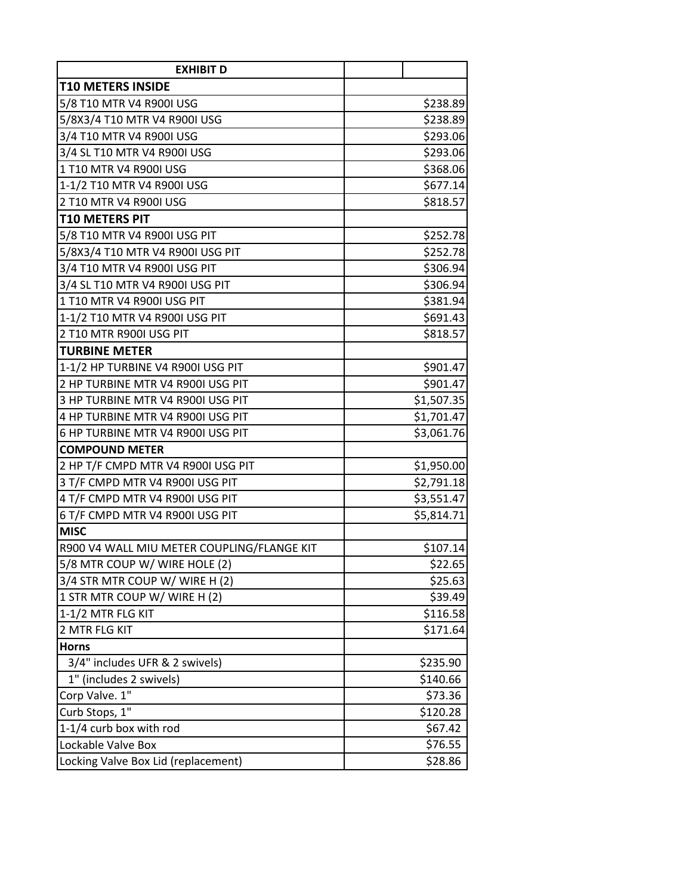| EXHIBIT D | |
|---|---|
| **T10 METERS INSIDE** | |
| 5/8 T10 MTR V4 R900I USG | $238.89 |
| 5/8X3/4 T10 MTR V4 R900I USG | $238.89 |
| 3/4 T10 MTR V4 R900I USG | $293.06 |
| 3/4 SL T10 MTR V4 R900I USG | $293.06 |
| 1 T10 MTR V4 R900I USG | $368.06 |
| 1-1/2 T10 MTR V4 R900I USG | $677.14 |
| 2 T10 MTR V4 R900I USG | $818.57 |
| **T10 METERS PIT** | |
| 5/8 T10 MTR V4 R900I USG PIT | $252.78 |
| 5/8X3/4 T10 MTR V4 R900I USG PIT | $252.78 |
| 3/4 T10 MTR V4 R900I USG PIT | $306.94 |
| 3/4 SL T10 MTR V4 R900I USG PIT | $306.94 |
| 1 T10 MTR V4 R900I USG PIT | $381.94 |
| 1-1/2 T10 MTR V4 R900I USG PIT | $691.43 |
| 2 T10 MTR R900I USG PIT | $818.57 |
| **TURBINE METER** | |
| 1-1/2 HP TURBINE V4 R900I USG PIT | $901.47 |
| 2 HP TURBINE MTR V4 R900I USG PIT | $901.47 |
| 3 HP TURBINE MTR V4 R900I USG PIT | $1,507.35 |
| 4 HP TURBINE MTR V4 R900I USG PIT | $1,701.47 |
| 6 HP TURBINE MTR V4 R900I USG PIT | $3,061.76 |
| **COMPOUND METER** | |
| 2 HP T/F CMPD MTR V4 R900I USG PIT | $1,950.00 |
| 3 T/F CMPD MTR V4 R900I USG PIT | $2,791.18 |
| 4 T/F CMPD MTR V4 R900I USG PIT | $3,551.47 |
| 6 T/F CMPD MTR V4 R900I USG PIT | $5,814.71 |
| **MISC** | |
| R900 V4 WALL MIU METER COUPLING/FLANGE KIT | $107.14 |
| 5/8 MTR COUP W/ WIRE HOLE (2) | $22.65 |
| 3/4 STR MTR COUP W/ WIRE H (2) | $25.63 |
| 1 STR MTR COUP W/ WIRE H (2) | $39.49 |
| 1-1/2 MTR FLG KIT | $116.58 |
| 2 MTR FLG KIT | $171.64 |
| **Horns** | |
| 3/4" includes UFR & 2 swivels) | $235.90 |
| 1" (includes 2 swivels) | $140.66 |
| Corp Valve. 1" | $73.36 |
| Curb Stops, 1" | $120.28 |
| 1-1/4 curb box with rod | $67.42 |
| Lockable Valve Box | $76.55 |
| Locking Valve Box Lid (replacement) | $28.86 |